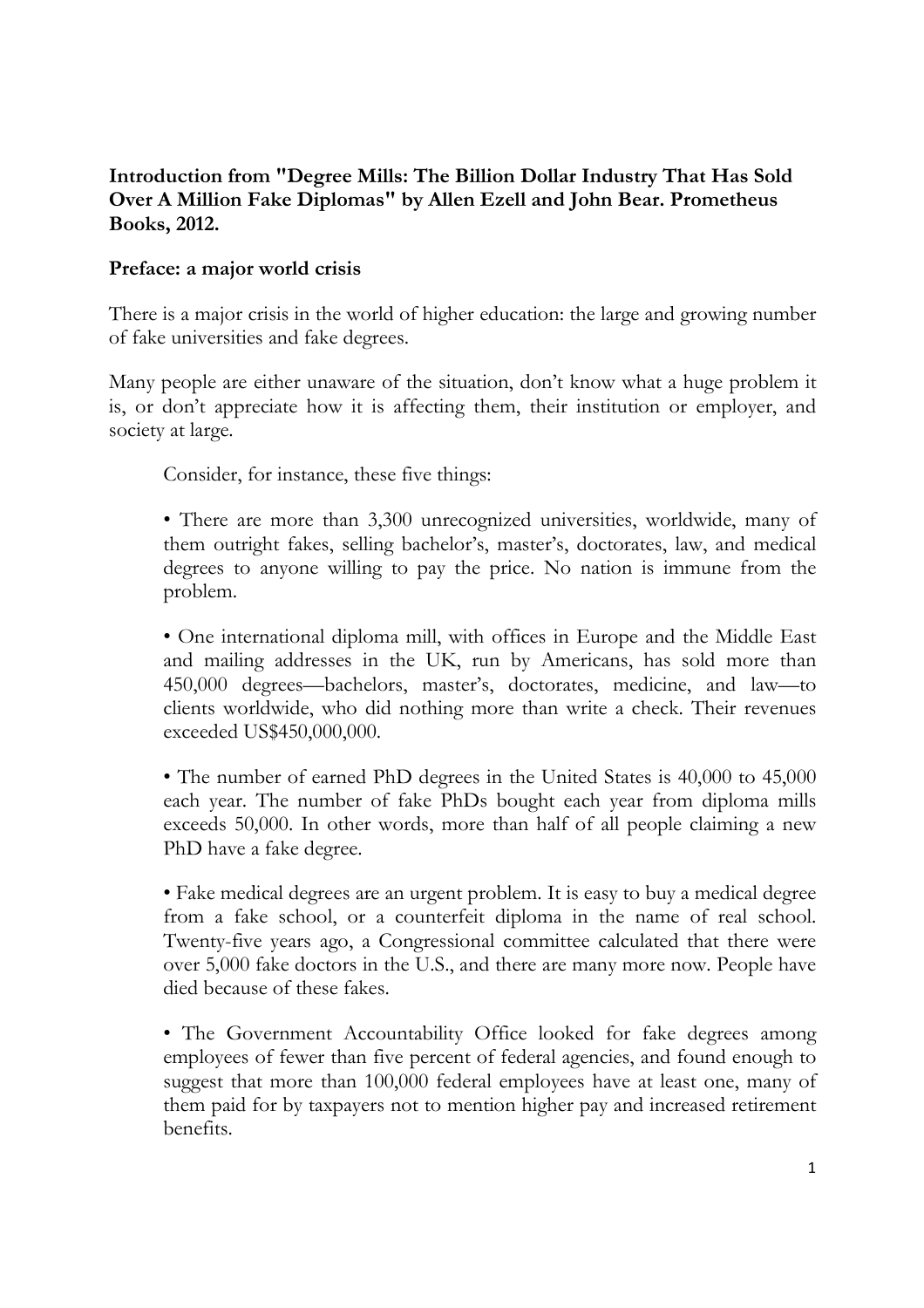**Introduction from "Degree Mills: The Billion Dollar Industry That Has Sold Over A Million Fake Diplomas" by Allen Ezell and John Bear. Prometheus Books, 2012.**

## Preface: a major world crisis

There is a major crisis in the world of higher education: the large and growing number of fake universities and fake degrees.

Many people are either unaware of the situation, don't know what a huge problem it is, or don't appreciate how it is affecting them, their institution or employer, and society at large.

> Consider, for instance, these five things:
>
> • There are more than 3,300 unrecognized universities, worldwide, many of them outright fakes, selling bachelor's, master's, doctorates, law, and medical degrees to anyone willing to pay the price. No nation is immune from the problem.
>
> • One international diploma mill, with offices in Europe and the Middle East and mailing addresses in the UK, run by Americans, has sold more than 450,000 degrees—bachelors, master's, doctorates, medicine, and law—to clients worldwide, who did nothing more than write a check. Their revenues exceeded US$450,000,000.
>
> • The number of earned PhD degrees in the United States is 40,000 to 45,000 each year. The number of fake PhDs bought each year from diploma mills exceeds 50,000. In other words, more than half of all people claiming a new PhD have a fake degree.
>
> • Fake medical degrees are an urgent problem. It is easy to buy a medical degree from a fake school, or a counterfeit diploma in the name of real school. Twenty-five years ago, a Congressional committee calculated that there were over 5,000 fake doctors in the U.S., and there are many more now. People have died because of these fakes.
>
> • The Government Accountability Office looked for fake degrees among employees of fewer than five percent of federal agencies, and found enough to suggest that more than 100,000 federal employees have at least one, many of them paid for by taxpayers not to mention higher pay and increased retirement benefits.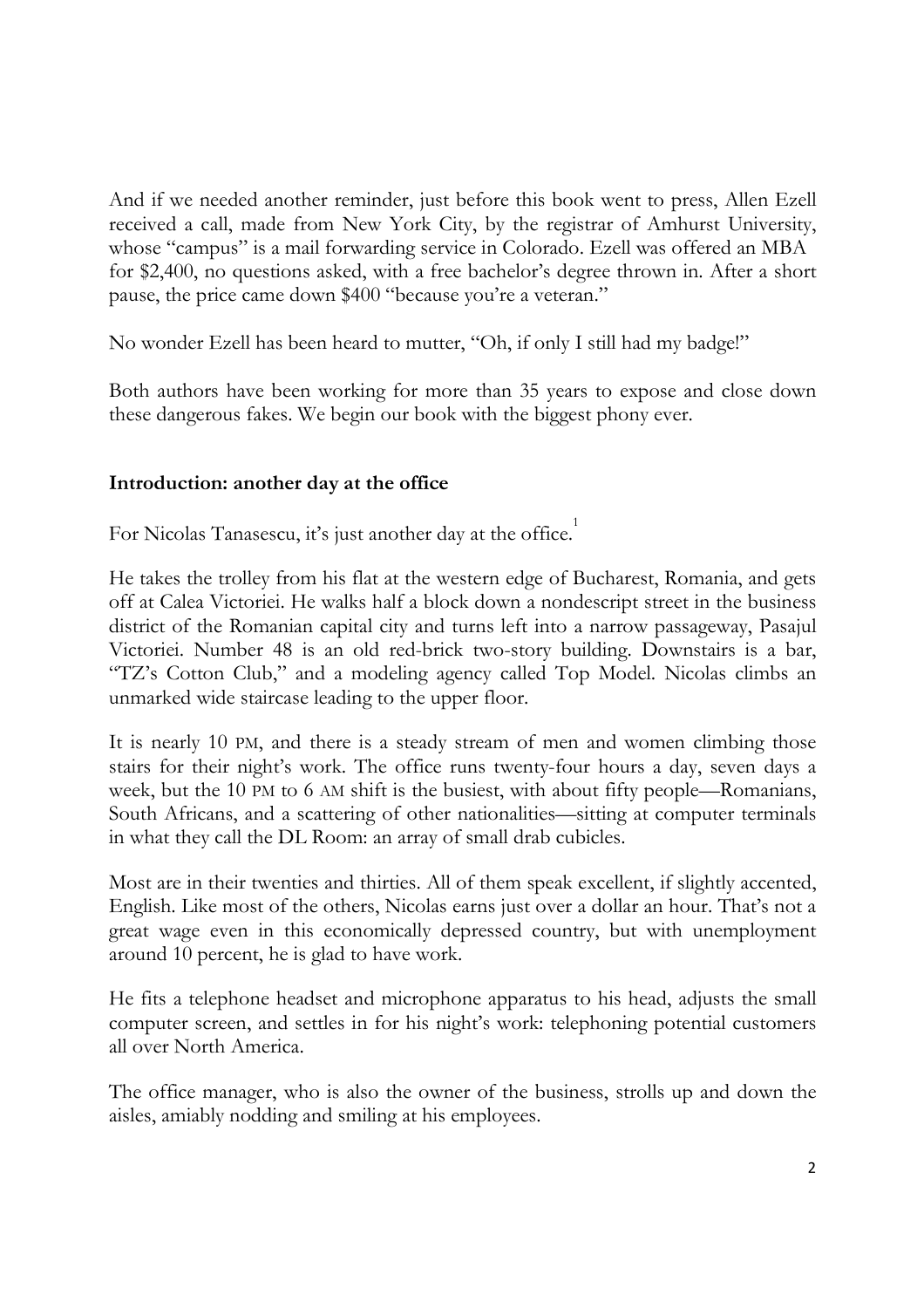And if we needed another reminder, just before this book went to press, Allen Ezell received a call, made from New York City, by the registrar of Amhurst University, whose "campus" is a mail forwarding service in Colorado. Ezell was offered an MBA for $2,400, no questions asked, with a free bachelor's degree thrown in. After a short pause, the price came down $400 "because you're a veteran."

No wonder Ezell has been heard to mutter, "Oh, if only I still had my badge!"

Both authors have been working for more than 35 years to expose and close down these dangerous fakes. We begin our book with the biggest phony ever.

## Introduction: another day at the office

For Nicolas Tanasescu, it's just another day at the office.[1]

He takes the trolley from his flat at the western edge of Bucharest, Romania, and gets off at Calea Victoriei. He walks half a block down a nondescript street in the business district of the Romanian capital city and turns left into a narrow passageway, Pasajul Victoriei. Number 48 is an old red-brick two-story building. Downstairs is a bar, "TZ's Cotton Club," and a modeling agency called Top Model. Nicolas climbs an unmarked wide staircase leading to the upper floor.

It is nearly 10 PM, and there is a steady stream of men and women climbing those stairs for their night's work. The office runs twenty-four hours a day, seven days a week, but the 10 PM to 6 AM shift is the busiest, with about fifty people—Romanians, South Africans, and a scattering of other nationalities—sitting at computer terminals in what they call the DL Room: an array of small drab cubicles.

Most are in their twenties and thirties. All of them speak excellent, if slightly accented, English. Like most of the others, Nicolas earns just over a dollar an hour. That's not a great wage even in this economically depressed country, but with unemployment around 10 percent, he is glad to have work.

He fits a telephone headset and microphone apparatus to his head, adjusts the small computer screen, and settles in for his night's work: telephoning potential customers all over North America.

The office manager, who is also the owner of the business, strolls up and down the aisles, amiably nodding and smiling at his employees.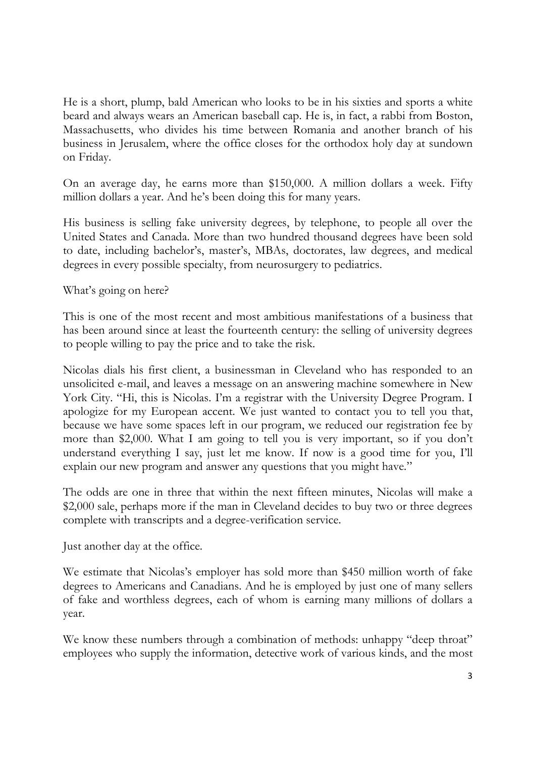He is a short, plump, bald American who looks to be in his sixties and sports a white beard and always wears an American baseball cap. He is, in fact, a rabbi from Boston, Massachusetts, who divides his time between Romania and another branch of his business in Jerusalem, where the office closes for the orthodox holy day at sundown on Friday.

On an average day, he earns more than $150,000. A million dollars a week. Fifty million dollars a year. And he's been doing this for many years.

His business is selling fake university degrees, by telephone, to people all over the United States and Canada. More than two hundred thousand degrees have been sold to date, including bachelor's, master's, MBAs, doctorates, law degrees, and medical degrees in every possible specialty, from neurosurgery to pediatrics.

What's going on here?

This is one of the most recent and most ambitious manifestations of a business that has been around since at least the fourteenth century: the selling of university degrees to people willing to pay the price and to take the risk.

Nicolas dials his first client, a businessman in Cleveland who has responded to an unsolicited e-mail, and leaves a message on an answering machine somewhere in New York City. "Hi, this is Nicolas. I'm a registrar with the University Degree Program. I apologize for my European accent. We just wanted to contact you to tell you that, because we have some spaces left in our program, we reduced our registration fee by more than $2,000. What I am going to tell you is very important, so if you don't understand everything I say, just let me know. If now is a good time for you, I'll explain our new program and answer any questions that you might have."

The odds are one in three that within the next fifteen minutes, Nicolas will make a $2,000 sale, perhaps more if the man in Cleveland decides to buy two or three degrees complete with transcripts and a degree-verification service.

Just another day at the office.

We estimate that Nicolas's employer has sold more than $450 million worth of fake degrees to Americans and Canadians. And he is employed by just one of many sellers of fake and worthless degrees, each of whom is earning many millions of dollars a year.

We know these numbers through a combination of methods: unhappy "deep throat" employees who supply the information, detective work of various kinds, and the most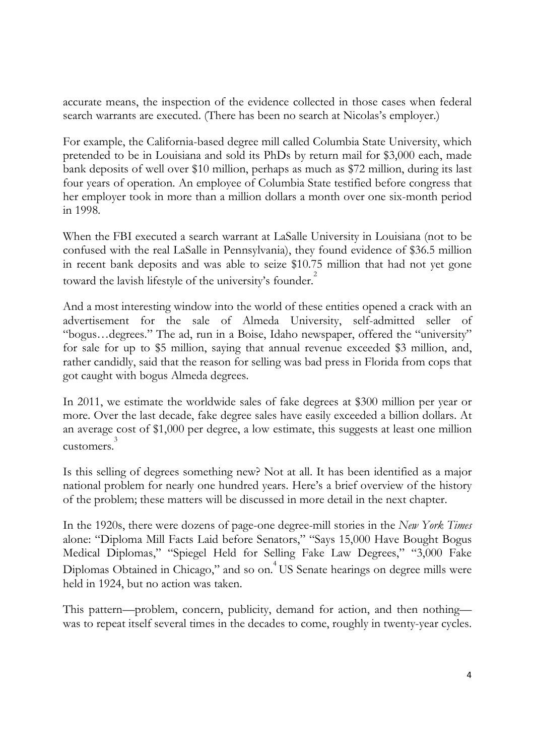accurate means, the inspection of the evidence collected in those cases when federal search warrants are executed. (There has been no search at Nicolas's employer.)

For example, the California-based degree mill called Columbia State University, which pretended to be in Louisiana and sold its PhDs by return mail for $3,000 each, made bank deposits of well over $10 million, perhaps as much as $72 million, during its last four years of operation. An employee of Columbia State testified before congress that her employer took in more than a million dollars a month over one six-month period in 1998.

When the FBI executed a search warrant at LaSalle University in Louisiana (not to be confused with the real LaSalle in Pennsylvania), they found evidence of $36.5 million in recent bank deposits and was able to seize $10.75 million that had not yet gone toward the lavish lifestyle of the university's founder.[2]

And a most interesting window into the world of these entities opened a crack with an advertisement for the sale of Almeda University, self-admitted seller of "bogus…degrees." The ad, run in a Boise, Idaho newspaper, offered the "university" for sale for up to $5 million, saying that annual revenue exceeded $3 million, and, rather candidly, said that the reason for selling was bad press in Florida from cops that got caught with bogus Almeda degrees.

In 2011, we estimate the worldwide sales of fake degrees at $300 million per year or more. Over the last decade, fake degree sales have easily exceeded a billion dollars. At an average cost of $1,000 per degree, a low estimate, this suggests at least one million customers.[3]

Is this selling of degrees something new? Not at all. It has been identified as a major national problem for nearly one hundred years. Here's a brief overview of the history of the problem; these matters will be discussed in more detail in the next chapter.

In the 1920s, there were dozens of page-one degree-mill stories in the *New York Times* alone: "Diploma Mill Facts Laid before Senators," "Says 15,000 Have Bought Bogus Medical Diplomas," "Spiegel Held for Selling Fake Law Degrees," "3,000 Fake Diplomas Obtained in Chicago," and so on.[4] US Senate hearings on degree mills were held in 1924, but no action was taken.

This pattern—problem, concern, publicity, demand for action, and then nothing—was to repeat itself several times in the decades to come, roughly in twenty-year cycles.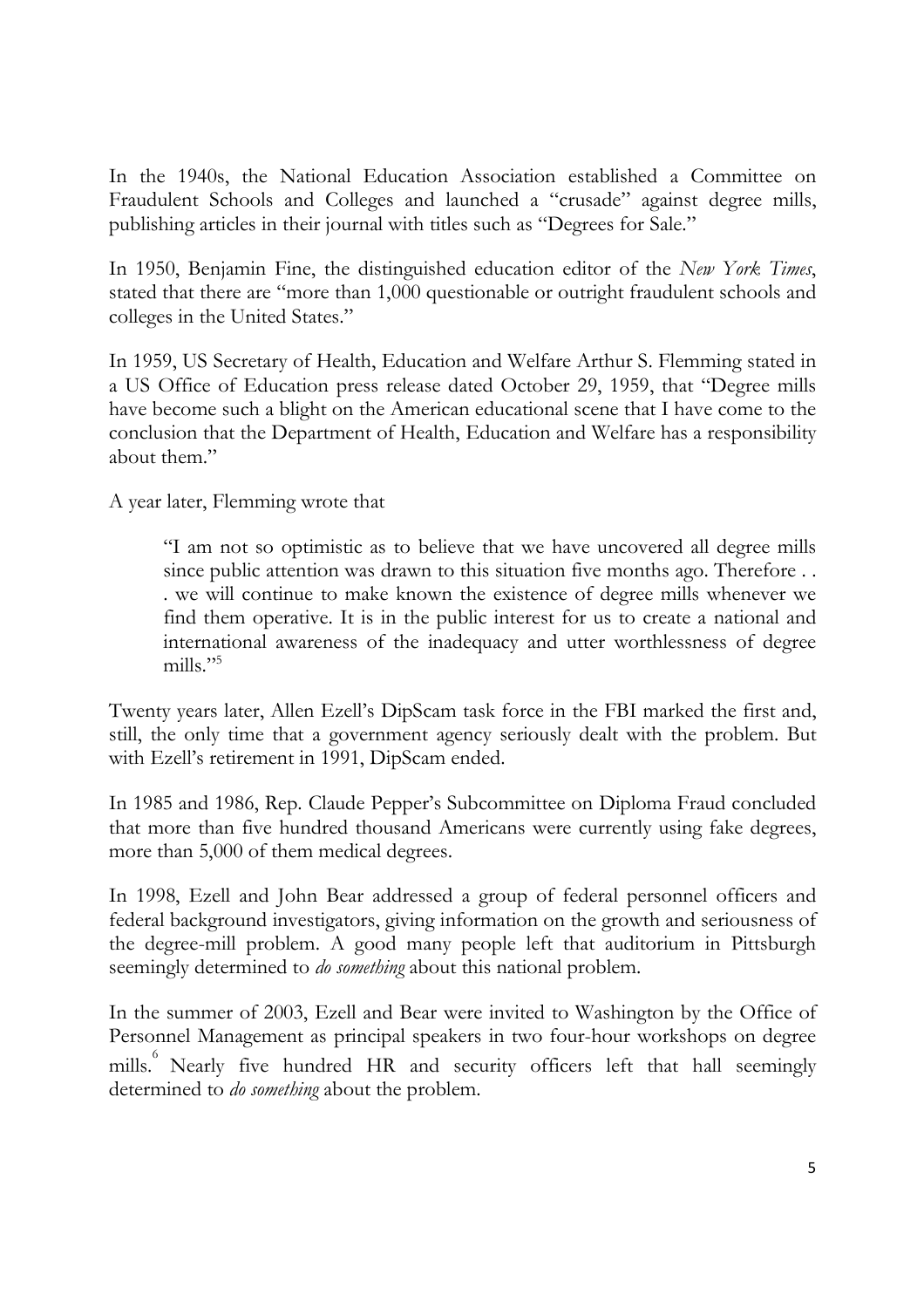In the 1940s, the National Education Association established a Committee on Fraudulent Schools and Colleges and launched a "crusade" against degree mills, publishing articles in their journal with titles such as "Degrees for Sale."

In 1950, Benjamin Fine, the distinguished education editor of the *New York Times*, stated that there are "more than 1,000 questionable or outright fraudulent schools and colleges in the United States."

In 1959, US Secretary of Health, Education and Welfare Arthur S. Flemming stated in a US Office of Education press release dated October 29, 1959, that "Degree mills have become such a blight on the American educational scene that I have come to the conclusion that the Department of Health, Education and Welfare has a responsibility about them."

A year later, Flemming wrote that

> "I am not so optimistic as to believe that we have uncovered all degree mills since public attention was drawn to this situation five months ago. Therefore . . . we will continue to make known the existence of degree mills whenever we find them operative. It is in the public interest for us to create a national and international awareness of the inadequacy and utter worthlessness of degree mills."[5]

Twenty years later, Allen Ezell's DipScam task force in the FBI marked the first and, still, the only time that a government agency seriously dealt with the problem. But with Ezell's retirement in 1991, DipScam ended.

In 1985 and 1986, Rep. Claude Pepper's Subcommittee on Diploma Fraud concluded that more than five hundred thousand Americans were currently using fake degrees, more than 5,000 of them medical degrees.

In 1998, Ezell and John Bear addressed a group of federal personnel officers and federal background investigators, giving information on the growth and seriousness of the degree-mill problem. A good many people left that auditorium in Pittsburgh seemingly determined to *do something* about this national problem.

In the summer of 2003, Ezell and Bear were invited to Washington by the Office of Personnel Management as principal speakers in two four-hour workshops on degree mills.[6] Nearly five hundred HR and security officers left that hall seemingly determined to *do something* about the problem.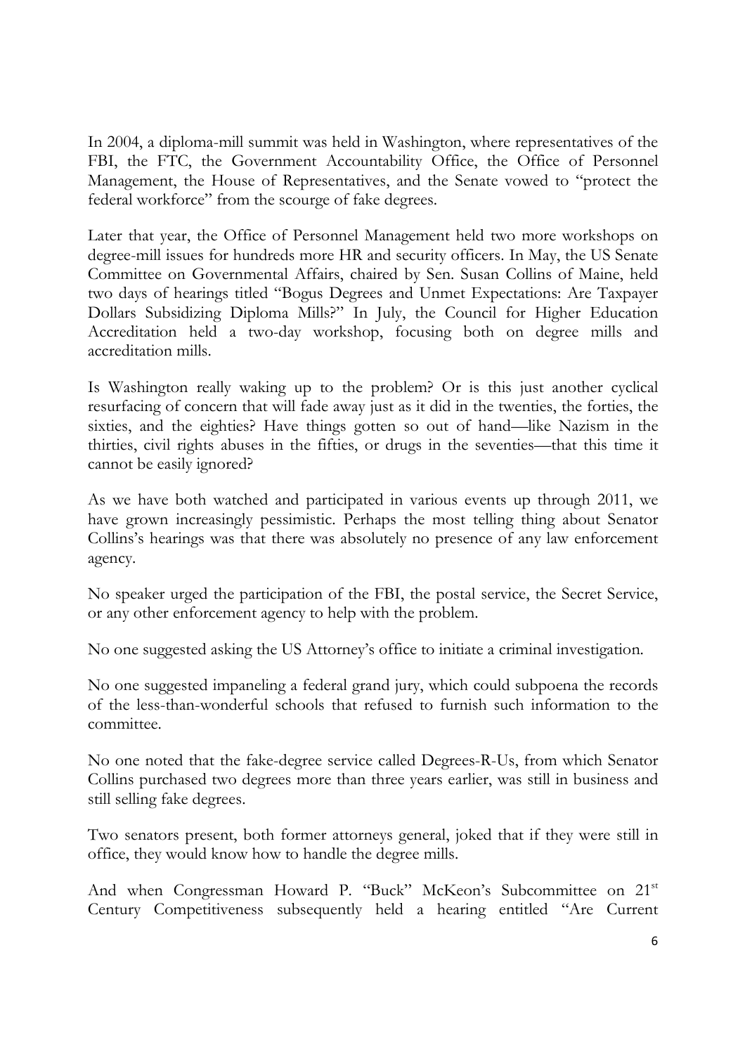In 2004, a diploma-mill summit was held in Washington, where representatives of the FBI, the FTC, the Government Accountability Office, the Office of Personnel Management, the House of Representatives, and the Senate vowed to "protect the federal workforce" from the scourge of fake degrees.

Later that year, the Office of Personnel Management held two more workshops on degree-mill issues for hundreds more HR and security officers. In May, the US Senate Committee on Governmental Affairs, chaired by Sen. Susan Collins of Maine, held two days of hearings titled "Bogus Degrees and Unmet Expectations: Are Taxpayer Dollars Subsidizing Diploma Mills?" In July, the Council for Higher Education Accreditation held a two-day workshop, focusing both on degree mills and accreditation mills.

Is Washington really waking up to the problem? Or is this just another cyclical resurfacing of concern that will fade away just as it did in the twenties, the forties, the sixties, and the eighties? Have things gotten so out of hand—like Nazism in the thirties, civil rights abuses in the fifties, or drugs in the seventies—that this time it cannot be easily ignored?

As we have both watched and participated in various events up through 2011, we have grown increasingly pessimistic. Perhaps the most telling thing about Senator Collins's hearings was that there was absolutely no presence of any law enforcement agency.

No speaker urged the participation of the FBI, the postal service, the Secret Service, or any other enforcement agency to help with the problem.

No one suggested asking the US Attorney's office to initiate a criminal investigation.

No one suggested impaneling a federal grand jury, which could subpoena the records of the less-than-wonderful schools that refused to furnish such information to the committee.

No one noted that the fake-degree service called Degrees-R-Us, from which Senator Collins purchased two degrees more than three years earlier, was still in business and still selling fake degrees.

Two senators present, both former attorneys general, joked that if they were still in office, they would know how to handle the degree mills.

And when Congressman Howard P. "Buck" McKeon's Subcommittee on 21st Century Competitiveness subsequently held a hearing entitled "Are Current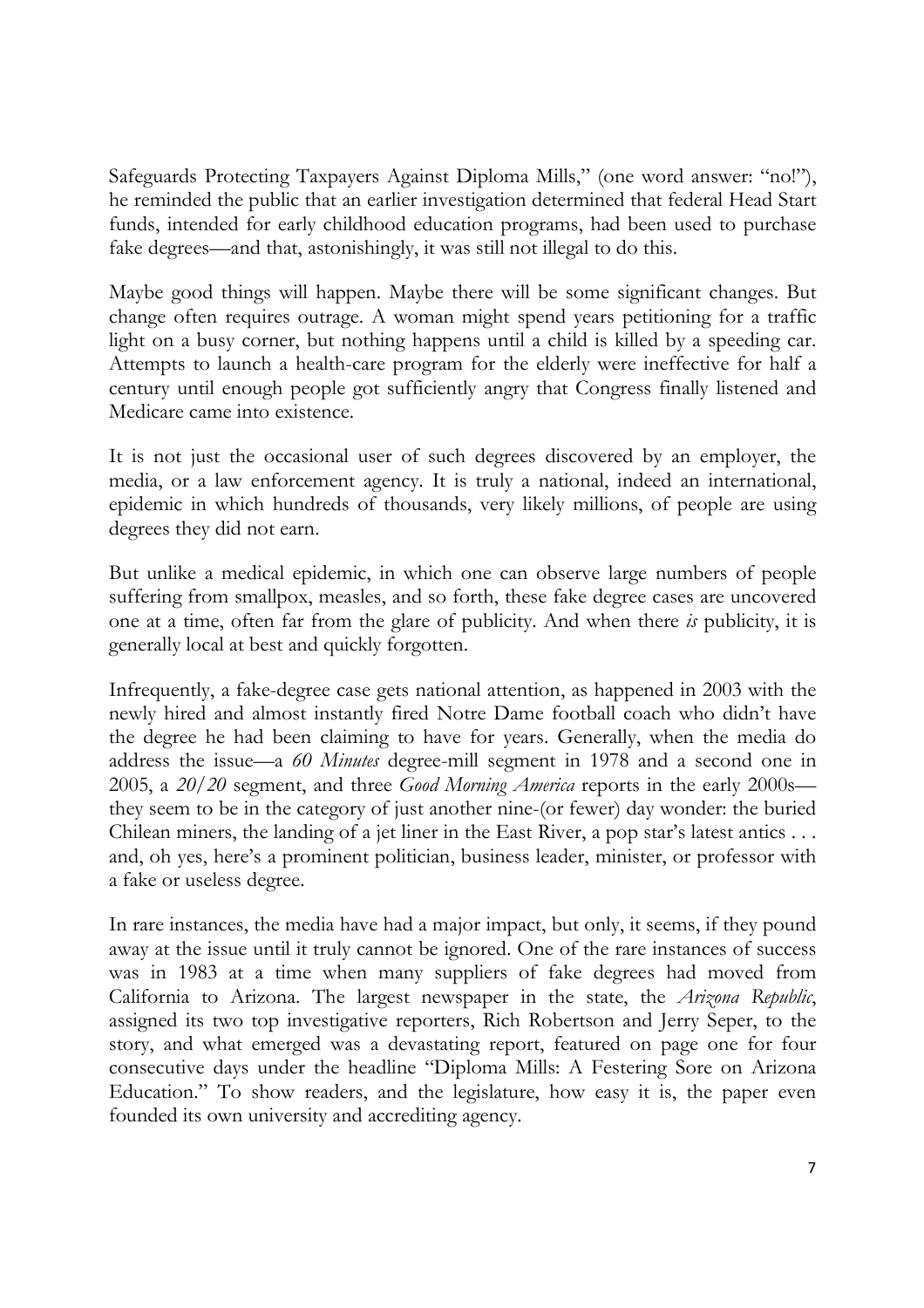Safeguards Protecting Taxpayers Against Diploma Mills," (one word answer: "no!"), he reminded the public that an earlier investigation determined that federal Head Start funds, intended for early childhood education programs, had been used to purchase fake degrees—and that, astonishingly, it was still not illegal to do this.

Maybe good things will happen. Maybe there will be some significant changes. But change often requires outrage. A woman might spend years petitioning for a traffic light on a busy corner, but nothing happens until a child is killed by a speeding car. Attempts to launch a health-care program for the elderly were ineffective for half a century until enough people got sufficiently angry that Congress finally listened and Medicare came into existence.

It is not just the occasional user of such degrees discovered by an employer, the media, or a law enforcement agency. It is truly a national, indeed an international, epidemic in which hundreds of thousands, very likely millions, of people are using degrees they did not earn.

But unlike a medical epidemic, in which one can observe large numbers of people suffering from smallpox, measles, and so forth, these fake degree cases are uncovered one at a time, often far from the glare of publicity. And when there *is* publicity, it is generally local at best and quickly forgotten.

Infrequently, a fake-degree case gets national attention, as happened in 2003 with the newly hired and almost instantly fired Notre Dame football coach who didn't have the degree he had been claiming to have for years. Generally, when the media do address the issue—a *60 Minutes* degree-mill segment in 1978 and a second one in 2005, a *20/20* segment, and three *Good Morning America* reports in the early 2000s—they seem to be in the category of just another nine-(or fewer) day wonder: the buried Chilean miners, the landing of a jet liner in the East River, a pop star's latest antics . . . and, oh yes, here's a prominent politician, business leader, minister, or professor with a fake or useless degree.

In rare instances, the media have had a major impact, but only, it seems, if they pound away at the issue until it truly cannot be ignored. One of the rare instances of success was in 1983 at a time when many suppliers of fake degrees had moved from California to Arizona. The largest newspaper in the state, the *Arizona Republic*, assigned its two top investigative reporters, Rich Robertson and Jerry Seper, to the story, and what emerged was a devastating report, featured on page one for four consecutive days under the headline "Diploma Mills: A Festering Sore on Arizona Education." To show readers, and the legislature, how easy it is, the paper even founded its own university and accrediting agency.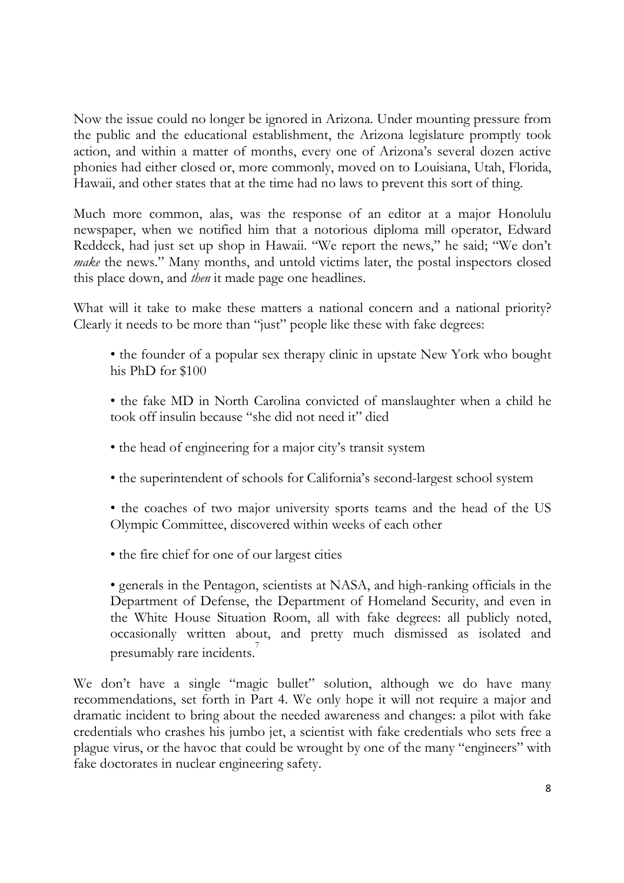Now the issue could no longer be ignored in Arizona. Under mounting pressure from the public and the educational establishment, the Arizona legislature promptly took action, and within a matter of months, every one of Arizona's several dozen active phonies had either closed or, more commonly, moved on to Louisiana, Utah, Florida, Hawaii, and other states that at the time had no laws to prevent this sort of thing.

Much more common, alas, was the response of an editor at a major Honolulu newspaper, when we notified him that a notorious diploma mill operator, Edward Reddeck, had just set up shop in Hawaii. "We report the news," he said; "We don't *make* the news." Many months, and untold victims later, the postal inspectors closed this place down, and *then* it made page one headlines.

What will it take to make these matters a national concern and a national priority? Clearly it needs to be more than "just" people like these with fake degrees:

- the founder of a popular sex therapy clinic in upstate New York who bought his PhD for $100
- the fake MD in North Carolina convicted of manslaughter when a child he took off insulin because "she did not need it" died
- the head of engineering for a major city's transit system
- the superintendent of schools for California's second-largest school system
- the coaches of two major university sports teams and the head of the US Olympic Committee, discovered within weeks of each other
- the fire chief for one of our largest cities
- generals in the Pentagon, scientists at NASA, and high-ranking officials in the Department of Defense, the Department of Homeland Security, and even in the White House Situation Room, all with fake degrees: all publicly noted, occasionally written about, and pretty much dismissed as isolated and presumably rare incidents.[7]

We don't have a single "magic bullet" solution, although we do have many recommendations, set forth in Part 4. We only hope it will not require a major and dramatic incident to bring about the needed awareness and changes: a pilot with fake credentials who crashes his jumbo jet, a scientist with fake credentials who sets free a plague virus, or the havoc that could be wrought by one of the many "engineers" with fake doctorates in nuclear engineering safety.